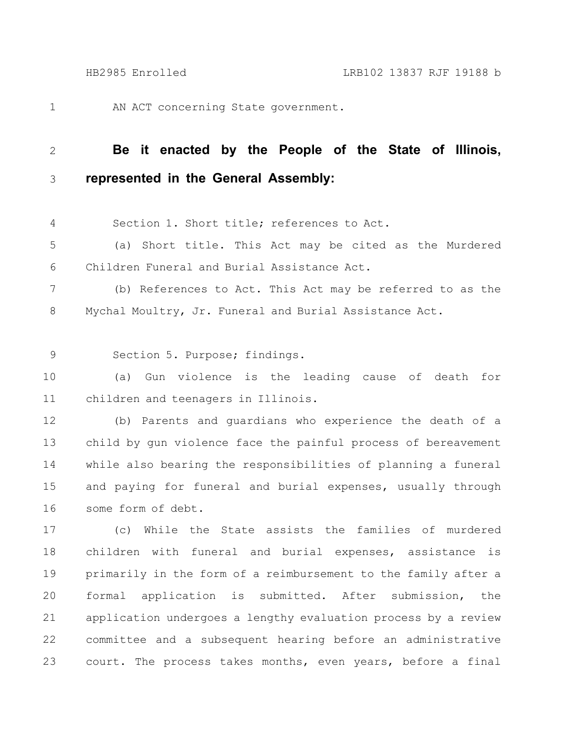AN ACT concerning State government.

**Be it enacted by the People of the State of Illinois, represented in the General Assembly:**

Section 1. Short title; references to Act.

(a) Short title. This Act may be cited as the Murdered Children Funeral and Burial Assistance Act.

(b) References to Act. This Act may be referred to as the Mychal Moultry, Jr. Funeral and Burial Assistance Act.

Section 5. Purpose; findings.

(a) Gun violence is the leading cause of death for children and teenagers in Illinois.

(b) Parents and guardians who experience the death of a child by gun violence face the painful process of bereavement while also bearing the responsibilities of planning a funeral and paying for funeral and burial expenses, usually through some form of debt.

(c) While the State assists the families of murdered children with funeral and burial expenses, assistance is primarily in the form of a reimbursement to the family after a formal application is submitted. After submission, the application undergoes a lengthy evaluation process by a review committee and a subsequent hearing before an administrative court. The process takes months, even years, before a final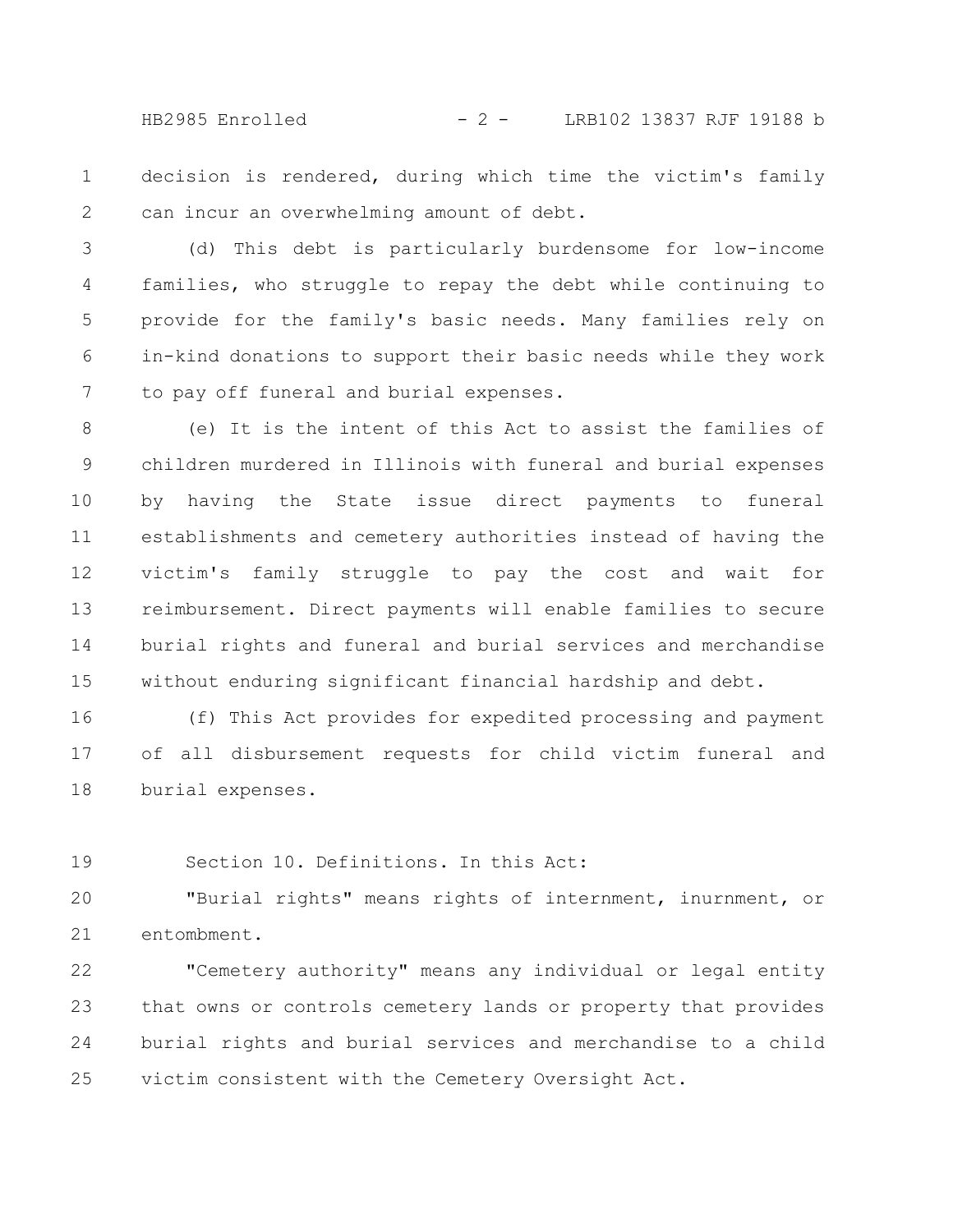decision is rendered, during which time the victim's family can incur an overwhelming amount of debt.

(d) This debt is particularly burdensome for low-income families, who struggle to repay the debt while continuing to provide for the family's basic needs. Many families rely on in-kind donations to support their basic needs while they work to pay off funeral and burial expenses.

(e) It is the intent of this Act to assist the families of children murdered in Illinois with funeral and burial expenses by having the State issue direct payments to funeral establishments and cemetery authorities instead of having the victim's family struggle to pay the cost and wait for reimbursement. Direct payments will enable families to secure burial rights and funeral and burial services and merchandise without enduring significant financial hardship and debt.

(f) This Act provides for expedited processing and payment of all disbursement requests for child victim funeral and burial expenses.

Section 10. Definitions. In this Act:

"Burial rights" means rights of internment, inurnment, or entombment.

"Cemetery authority" means any individual or legal entity that owns or controls cemetery lands or property that provides burial rights and burial services and merchandise to a child victim consistent with the Cemetery Oversight Act.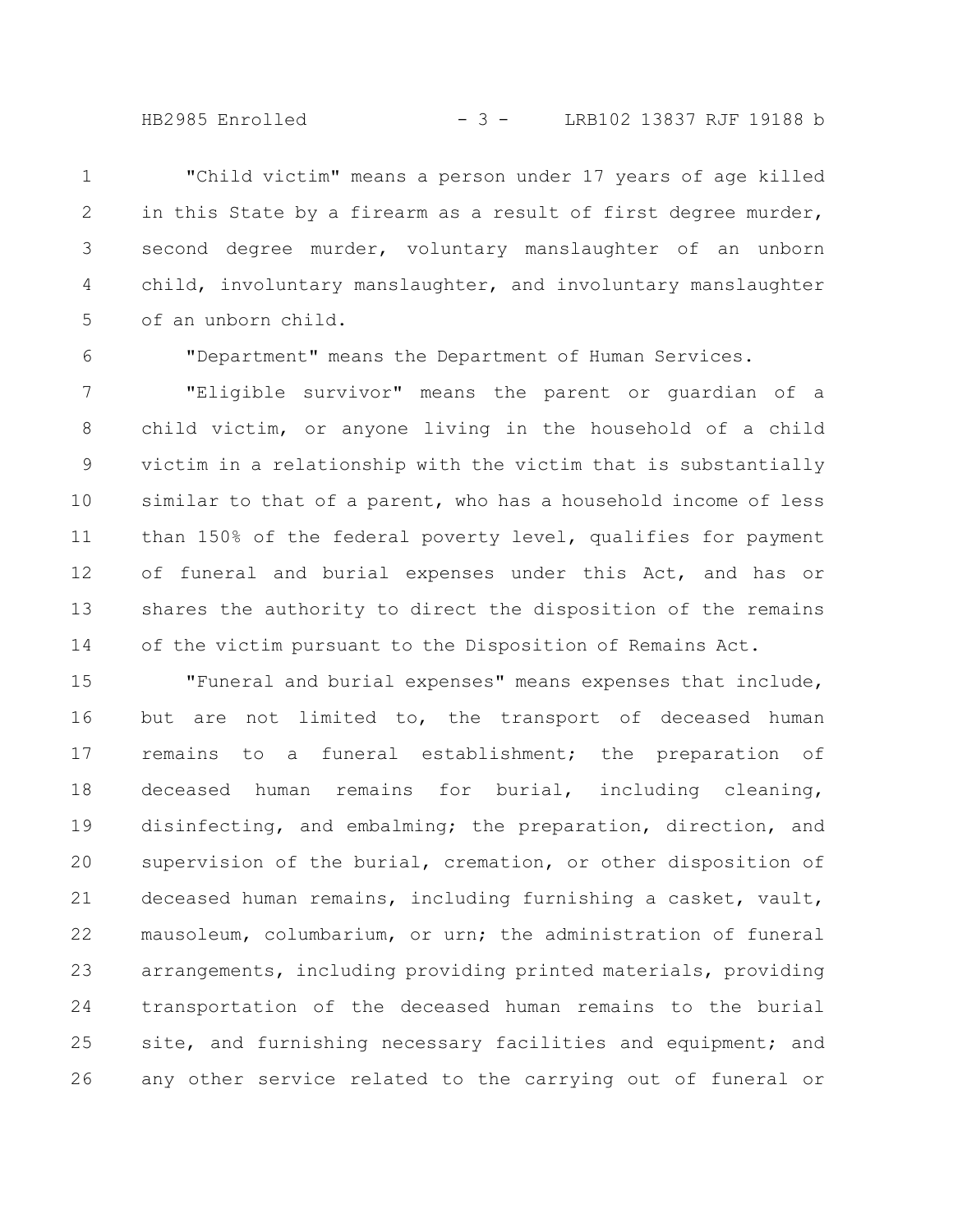"Child victim" means a person under 17 years of age killed in this State by a firearm as a result of first degree murder, second degree murder, voluntary manslaughter of an unborn child, involuntary manslaughter, and involuntary manslaughter of an unborn child.

"Department" means the Department of Human Services.

"Eligible survivor" means the parent or guardian of a child victim, or anyone living in the household of a child victim in a relationship with the victim that is substantially similar to that of a parent, who has a household income of less than 150% of the federal poverty level, qualifies for payment of funeral and burial expenses under this Act, and has or shares the authority to direct the disposition of the remains of the victim pursuant to the Disposition of Remains Act.

"Funeral and burial expenses" means expenses that include, but are not limited to, the transport of deceased human remains to a funeral establishment; the preparation of deceased human remains for burial, including cleaning, disinfecting, and embalming; the preparation, direction, and supervision of the burial, cremation, or other disposition of deceased human remains, including furnishing a casket, vault, mausoleum, columbarium, or urn; the administration of funeral arrangements, including providing printed materials, providing transportation of the deceased human remains to the burial site, and furnishing necessary facilities and equipment; and any other service related to the carrying out of funeral or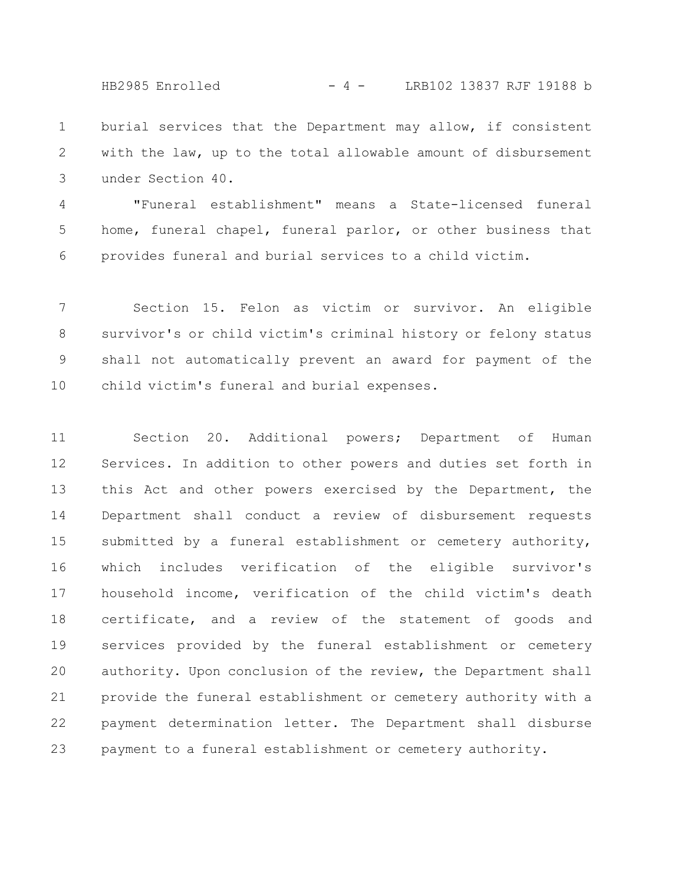burial services that the Department may allow, if consistent with the law, up to the total allowable amount of disbursement under Section 40.

"Funeral establishment" means a State-licensed funeral home, funeral chapel, funeral parlor, or other business that provides funeral and burial services to a child victim.

Section 15. Felon as victim or survivor. An eligible survivor's or child victim's criminal history or felony status shall not automatically prevent an award for payment of the child victim's funeral and burial expenses.

Section 20. Additional powers; Department of Human Services. In addition to other powers and duties set forth in this Act and other powers exercised by the Department, the Department shall conduct a review of disbursement requests submitted by a funeral establishment or cemetery authority, which includes verification of the eligible survivor's household income, verification of the child victim's death certificate, and a review of the statement of goods and services provided by the funeral establishment or cemetery authority. Upon conclusion of the review, the Department shall provide the funeral establishment or cemetery authority with a payment determination letter. The Department shall disburse payment to a funeral establishment or cemetery authority.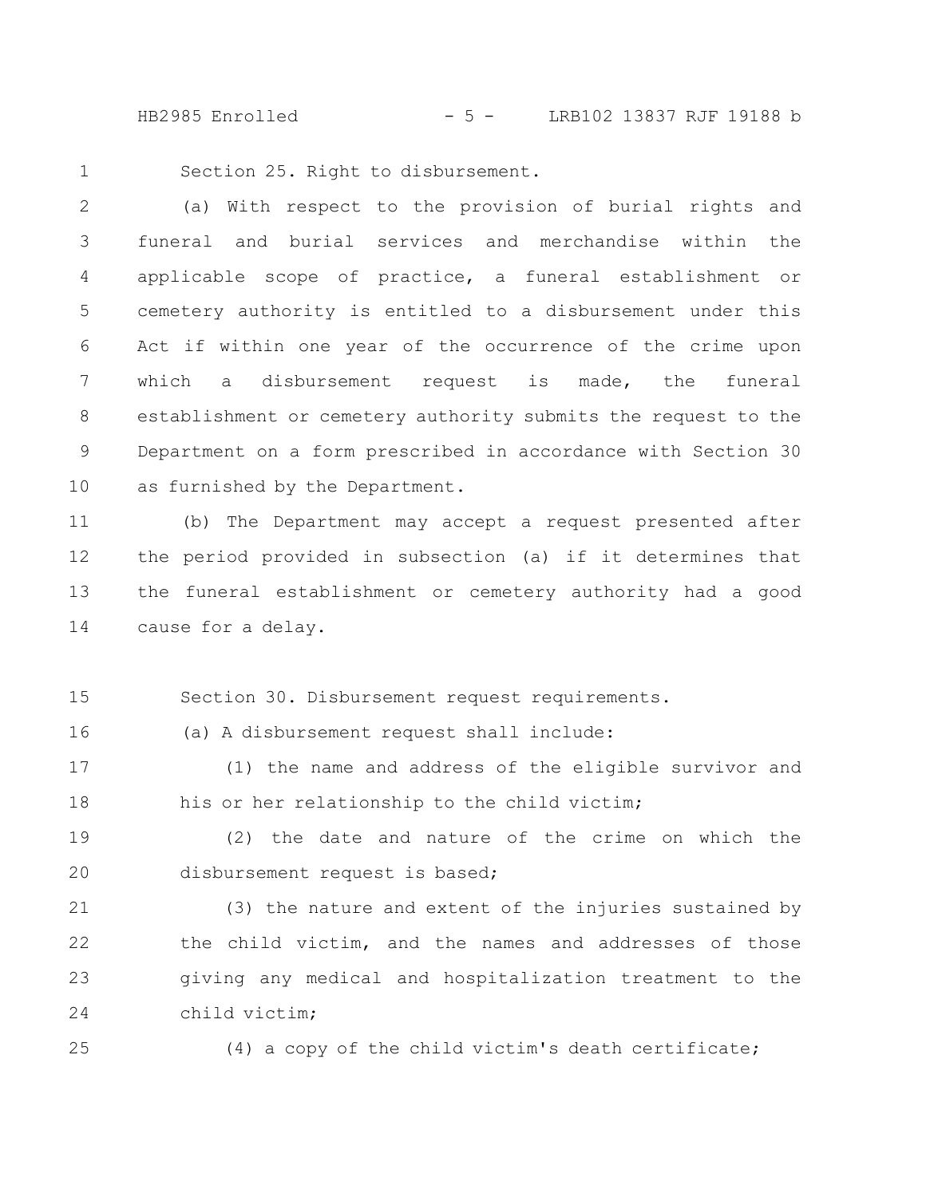Section 25. Right to disbursement.

(a) With respect to the provision of burial rights and funeral and burial services and merchandise within the applicable scope of practice, a funeral establishment or cemetery authority is entitled to a disbursement under this Act if within one year of the occurrence of the crime upon which a disbursement request is made, the funeral establishment or cemetery authority submits the request to the Department on a form prescribed in accordance with Section 30 as furnished by the Department.

(b) The Department may accept a request presented after the period provided in subsection (a) if it determines that the funeral establishment or cemetery authority had a good cause for a delay.

Section 30. Disbursement request requirements.

(a) A disbursement request shall include:

(1) the name and address of the eligible survivor and his or her relationship to the child victim;

(2) the date and nature of the crime on which the disbursement request is based;

(3) the nature and extent of the injuries sustained by the child victim, and the names and addresses of those giving any medical and hospitalization treatment to the child victim;

(4) a copy of the child victim's death certificate;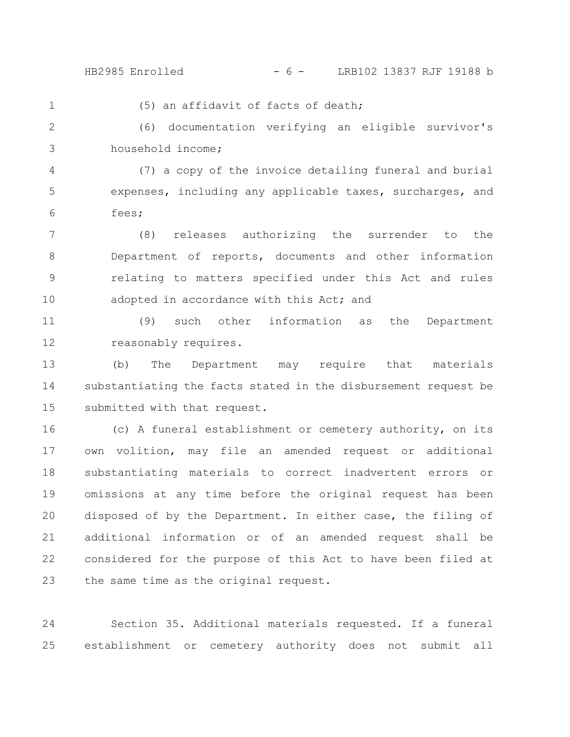(5) an affidavit of facts of death;

(6) documentation verifying an eligible survivor's household income;

(7) a copy of the invoice detailing funeral and burial expenses, including any applicable taxes, surcharges, and fees;

(8) releases authorizing the surrender to the Department of reports, documents and other information relating to matters specified under this Act and rules adopted in accordance with this Act; and

(9) such other information as the Department reasonably requires.

(b) The Department may require that materials substantiating the facts stated in the disbursement request be submitted with that request.

(c) A funeral establishment or cemetery authority, on its own volition, may file an amended request or additional substantiating materials to correct inadvertent errors or omissions at any time before the original request has been disposed of by the Department. In either case, the filing of additional information or of an amended request shall be considered for the purpose of this Act to have been filed at the same time as the original request.

Section 35. Additional materials requested. If a funeral establishment or cemetery authority does not submit all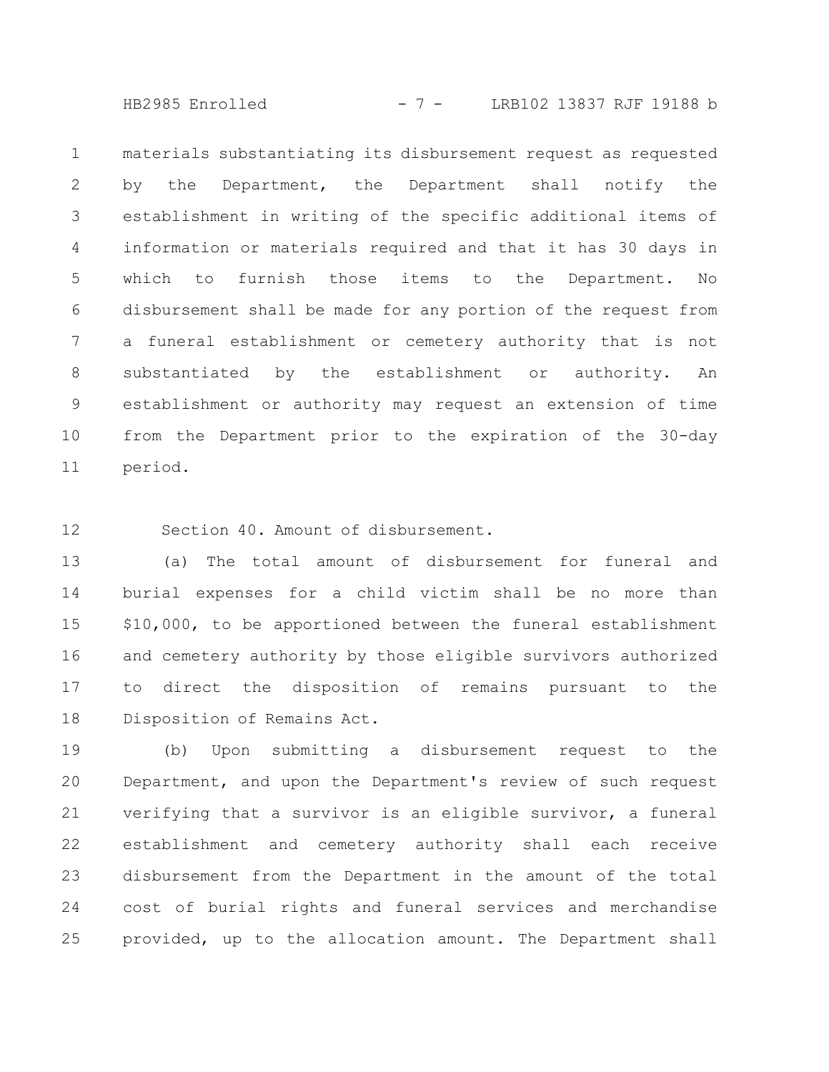materials substantiating its disbursement request as requested by the Department, the Department shall notify the establishment in writing of the specific additional items of information or materials required and that it has 30 days in which to furnish those items to the Department. No disbursement shall be made for any portion of the request from a funeral establishment or cemetery authority that is not substantiated by the establishment or authority. An establishment or authority may request an extension of time from the Department prior to the expiration of the 30-day period.

Section 40. Amount of disbursement.

(a) The total amount of disbursement for funeral and burial expenses for a child victim shall be no more than $10,000, to be apportioned between the funeral establishment and cemetery authority by those eligible survivors authorized to direct the disposition of remains pursuant to the Disposition of Remains Act.

(b) Upon submitting a disbursement request to the Department, and upon the Department's review of such request verifying that a survivor is an eligible survivor, a funeral establishment and cemetery authority shall each receive disbursement from the Department in the amount of the total cost of burial rights and funeral services and merchandise provided, up to the allocation amount. The Department shall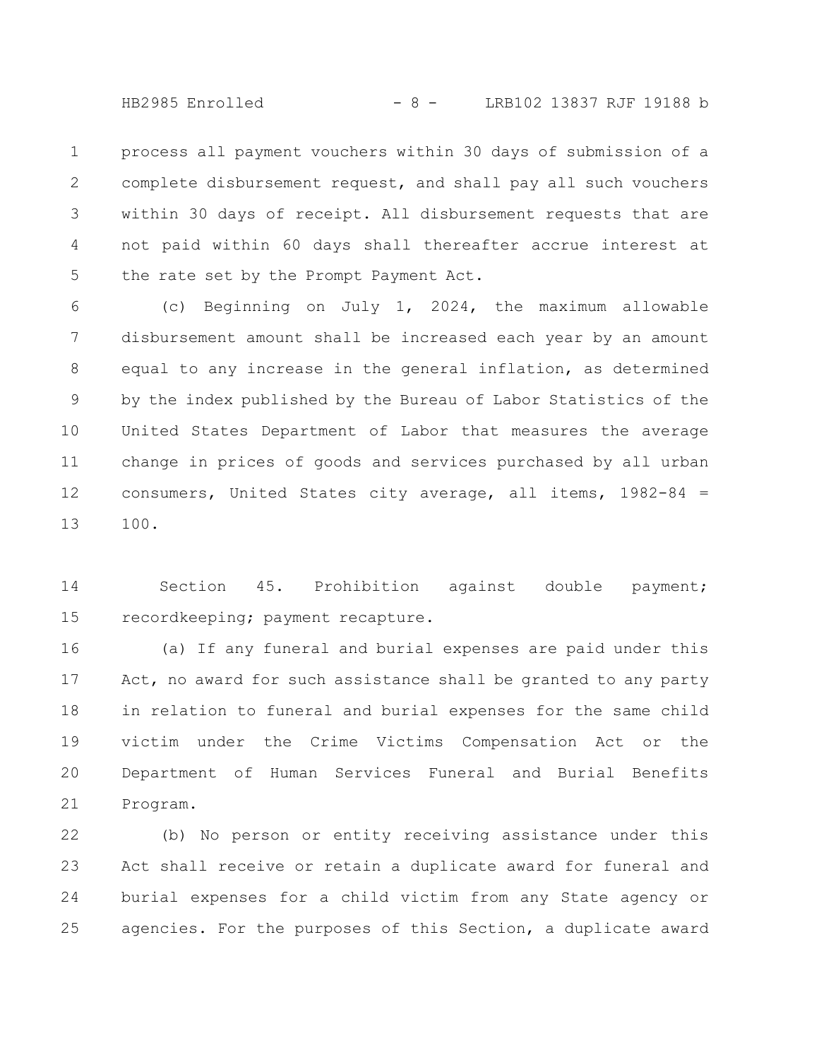process all payment vouchers within 30 days of submission of a complete disbursement request, and shall pay all such vouchers within 30 days of receipt. All disbursement requests that are not paid within 60 days shall thereafter accrue interest at the rate set by the Prompt Payment Act.

(c) Beginning on July 1, 2024, the maximum allowable disbursement amount shall be increased each year by an amount equal to any increase in the general inflation, as determined by the index published by the Bureau of Labor Statistics of the United States Department of Labor that measures the average change in prices of goods and services purchased by all urban consumers, United States city average, all items, 1982-84 = 100.

Section 45. Prohibition against double payment; recordkeeping; payment recapture.

(a) If any funeral and burial expenses are paid under this Act, no award for such assistance shall be granted to any party in relation to funeral and burial expenses for the same child victim under the Crime Victims Compensation Act or the Department of Human Services Funeral and Burial Benefits Program.

(b) No person or entity receiving assistance under this Act shall receive or retain a duplicate award for funeral and burial expenses for a child victim from any State agency or agencies. For the purposes of this Section, a duplicate award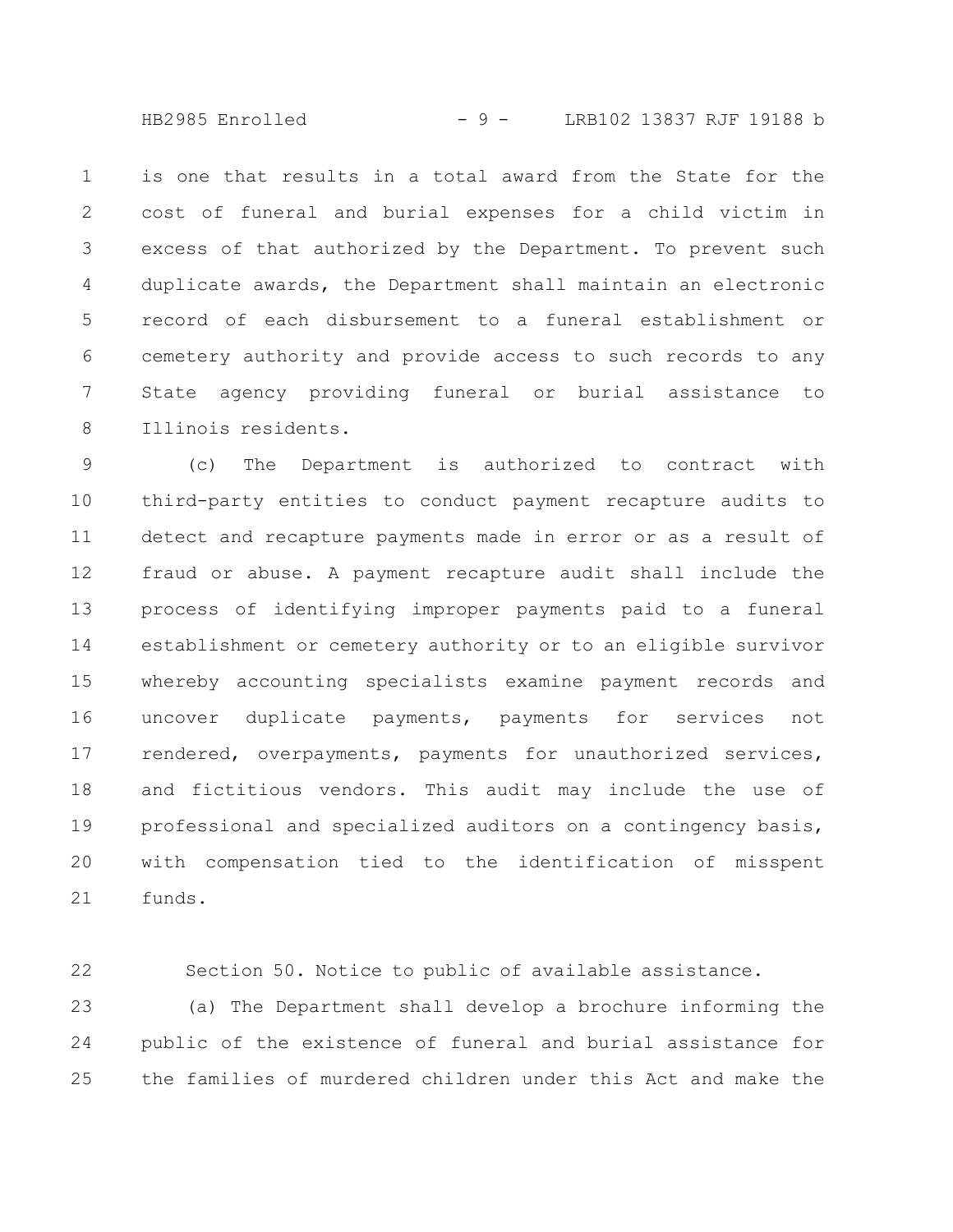is one that results in a total award from the State for the cost of funeral and burial expenses for a child victim in excess of that authorized by the Department. To prevent such duplicate awards, the Department shall maintain an electronic record of each disbursement to a funeral establishment or cemetery authority and provide access to such records to any State agency providing funeral or burial assistance to Illinois residents.

(c) The Department is authorized to contract with third-party entities to conduct payment recapture audits to detect and recapture payments made in error or as a result of fraud or abuse. A payment recapture audit shall include the process of identifying improper payments paid to a funeral establishment or cemetery authority or to an eligible survivor whereby accounting specialists examine payment records and uncover duplicate payments, payments for services not rendered, overpayments, payments for unauthorized services, and fictitious vendors. This audit may include the use of professional and specialized auditors on a contingency basis, with compensation tied to the identification of misspent funds.

Section 50. Notice to public of available assistance.

(a) The Department shall develop a brochure informing the public of the existence of funeral and burial assistance for the families of murdered children under this Act and make the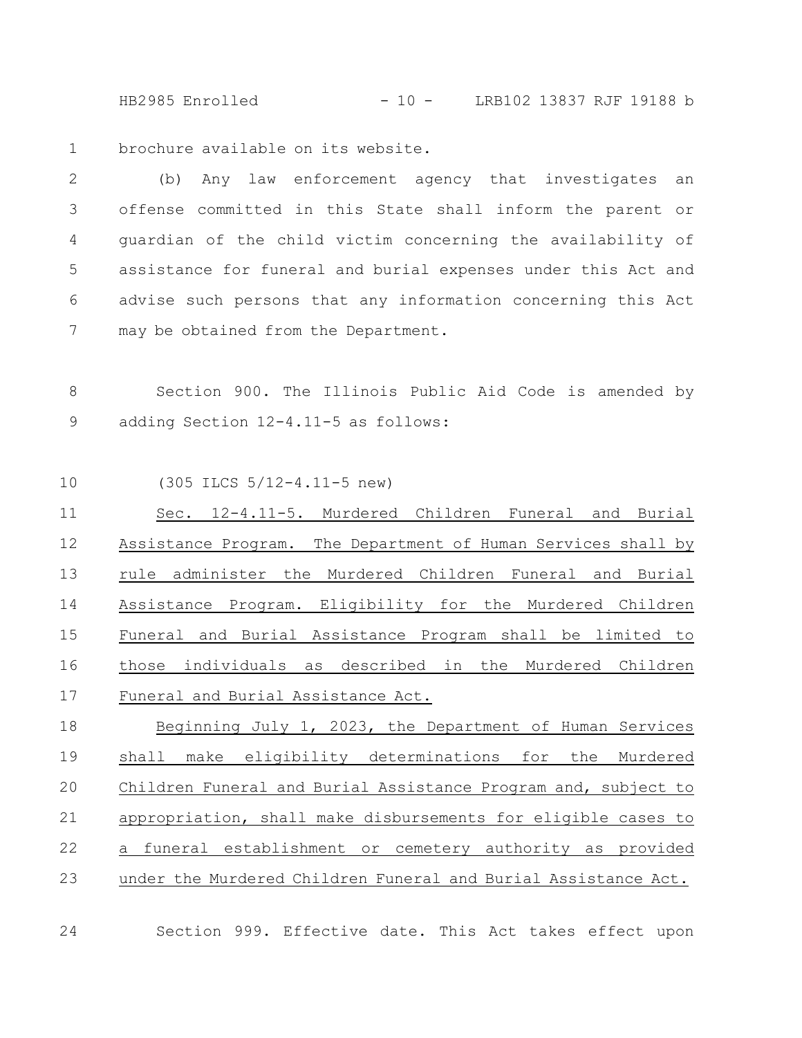brochure available on its website.

(b) Any law enforcement agency that investigates an offense committed in this State shall inform the parent or guardian of the child victim concerning the availability of assistance for funeral and burial expenses under this Act and advise such persons that any information concerning this Act may be obtained from the Department.

Section 900. The Illinois Public Aid Code is amended by adding Section 12-4.11-5 as follows:

(305 ILCS 5/12-4.11-5 new)

Sec. 12-4.11-5. Murdered Children Funeral and Burial Assistance Program. The Department of Human Services shall by rule administer the Murdered Children Funeral and Burial Assistance Program. Eligibility for the Murdered Children Funeral and Burial Assistance Program shall be limited to those individuals as described in the Murdered Children Funeral and Burial Assistance Act.

Beginning July 1, 2023, the Department of Human Services shall make eligibility determinations for the Murdered Children Funeral and Burial Assistance Program and, subject to appropriation, shall make disbursements for eligible cases to a funeral establishment or cemetery authority as provided under the Murdered Children Funeral and Burial Assistance Act.

Section 999. Effective date. This Act takes effect upon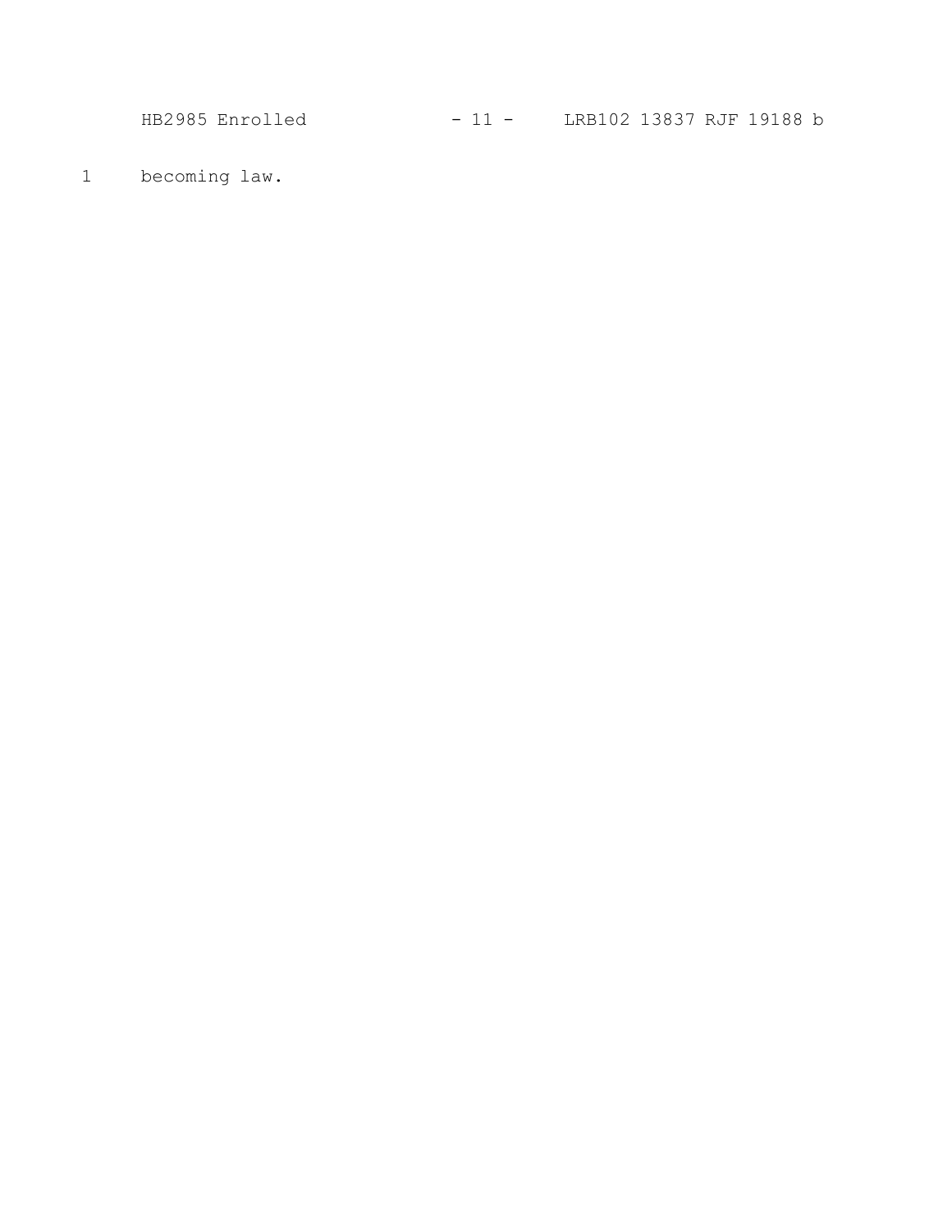becoming law.